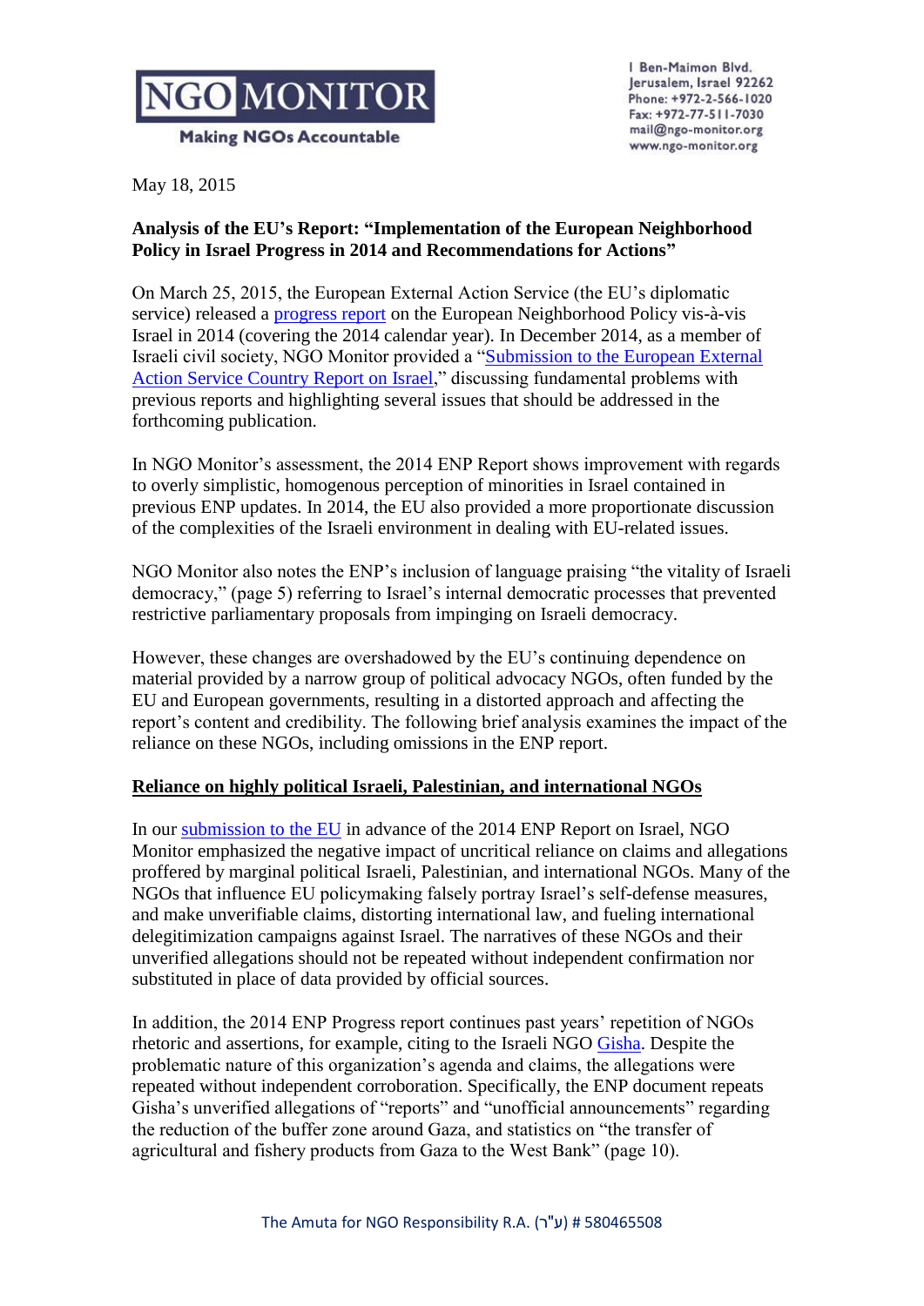NGO MONITOR

Making NGOs Accountable

1 Ben-Maimon Blvd.
Jerusalem, Israel 92262
Phone: +972-2-566-1020
Fax: +972-77-511-7030
mail@ngo-monitor.org
www.ngo-monitor.org

May 18, 2015

**Analysis of the EU's Report: "Implementation of the European Neighborhood Policy in Israel Progress in 2014 and Recommendations for Actions"**

On March 25, 2015, the European External Action Service (the EU's diplomatic service) released a progress report on the European Neighborhood Policy vis-à-vis Israel in 2014 (covering the 2014 calendar year). In December 2014, as a member of Israeli civil society, NGO Monitor provided a "Submission to the European External Action Service Country Report on Israel," discussing fundamental problems with previous reports and highlighting several issues that should be addressed in the forthcoming publication.

In NGO Monitor's assessment, the 2014 ENP Report shows improvement with regards to overly simplistic, homogenous perception of minorities in Israel contained in previous ENP updates. In 2014, the EU also provided a more proportionate discussion of the complexities of the Israeli environment in dealing with EU-related issues.

NGO Monitor also notes the ENP's inclusion of language praising "the vitality of Israeli democracy," (page 5) referring to Israel's internal democratic processes that prevented restrictive parliamentary proposals from impinging on Israeli democracy.

However, these changes are overshadowed by the EU's continuing dependence on material provided by a narrow group of political advocacy NGOs, often funded by the EU and European governments, resulting in a distorted approach and affecting the report's content and credibility. The following brief analysis examines the impact of the reliance on these NGOs, including omissions in the ENP report.

**Reliance on highly political Israeli, Palestinian, and international NGOs**

In our submission to the EU in advance of the 2014 ENP Report on Israel, NGO Monitor emphasized the negative impact of uncritical reliance on claims and allegations proffered by marginal political Israeli, Palestinian, and international NGOs. Many of the NGOs that influence EU policymaking falsely portray Israel's self-defense measures, and make unverifiable claims, distorting international law, and fueling international delegitimization campaigns against Israel. The narratives of these NGOs and their unverified allegations should not be repeated without independent confirmation nor substituted in place of data provided by official sources.

In addition, the 2014 ENP Progress report continues past years' repetition of NGOs rhetoric and assertions, for example, citing to the Israeli NGO Gisha. Despite the problematic nature of this organization's agenda and claims, the allegations were repeated without independent corroboration. Specifically, the ENP document repeats Gisha's unverified allegations of "reports" and "unofficial announcements" regarding the reduction of the buffer zone around Gaza, and statistics on "the transfer of agricultural and fishery products from Gaza to the West Bank" (page 10).

The Amuta for NGO Responsibility R.A. (ע"ר) # 580465508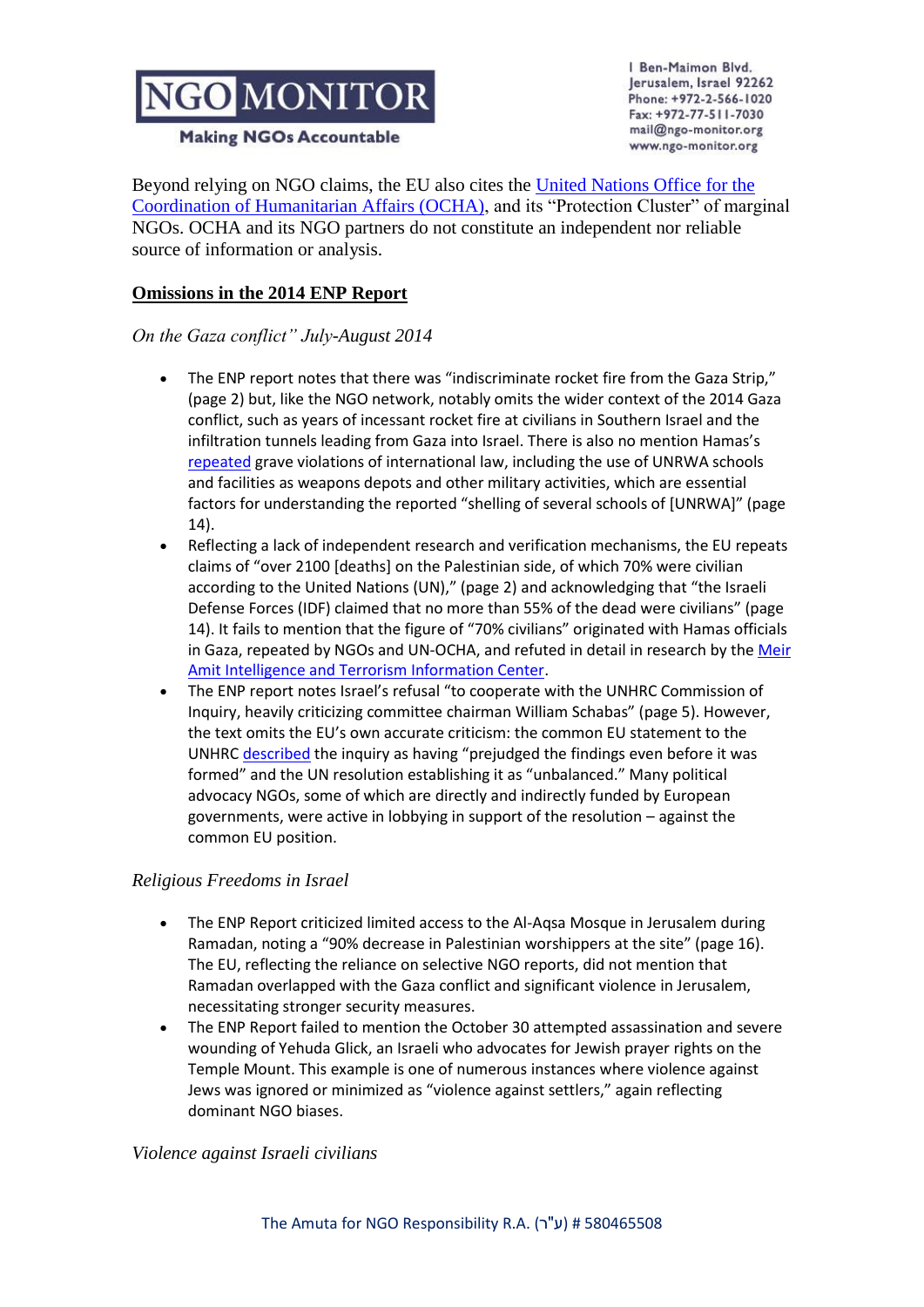Beyond relying on NGO claims, the EU also cites the United Nations Office for the Coordination of Humanitarian Affairs (OCHA), and its "Protection Cluster" of marginal NGOs. OCHA and its NGO partners do not constitute an independent nor reliable source of information or analysis.

## Omissions in the 2014 ENP Report

*On the Gaza conflict" July-August 2014*

- The ENP report notes that there was "indiscriminate rocket fire from the Gaza Strip," (page 2) but, like the NGO network, notably omits the wider context of the 2014 Gaza conflict, such as years of incessant rocket fire at civilians in Southern Israel and the infiltration tunnels leading from Gaza into Israel. There is also no mention Hamas's repeated grave violations of international law, including the use of UNRWA schools and facilities as weapons depots and other military activities, which are essential factors for understanding the reported "shelling of several schools of [UNRWA]" (page 14).
- Reflecting a lack of independent research and verification mechanisms, the EU repeats claims of "over 2100 [deaths] on the Palestinian side, of which 70% were civilian according to the United Nations (UN)," (page 2) and acknowledging that "the Israeli Defense Forces (IDF) claimed that no more than 55% of the dead were civilians" (page 14). It fails to mention that the figure of "70% civilians" originated with Hamas officials in Gaza, repeated by NGOs and UN-OCHA, and refuted in detail in research by the Meir Amit Intelligence and Terrorism Information Center.
- The ENP report notes Israel's refusal "to cooperate with the UNHRC Commission of Inquiry, heavily criticizing committee chairman William Schabas" (page 5). However, the text omits the EU's own accurate criticism: the common EU statement to the UNHRC described the inquiry as having "prejudged the findings even before it was formed" and the UN resolution establishing it as "unbalanced." Many political advocacy NGOs, some of which are directly and indirectly funded by European governments, were active in lobbying in support of the resolution – against the common EU position.

*Religious Freedoms in Israel*

- The ENP Report criticized limited access to the Al-Aqsa Mosque in Jerusalem during Ramadan, noting a "90% decrease in Palestinian worshippers at the site" (page 16). The EU, reflecting the reliance on selective NGO reports, did not mention that Ramadan overlapped with the Gaza conflict and significant violence in Jerusalem, necessitating stronger security measures.
- The ENP Report failed to mention the October 30 attempted assassination and severe wounding of Yehuda Glick, an Israeli who advocates for Jewish prayer rights on the Temple Mount. This example is one of numerous instances where violence against Jews was ignored or minimized as "violence against settlers," again reflecting dominant NGO biases.

*Violence against Israeli civilians*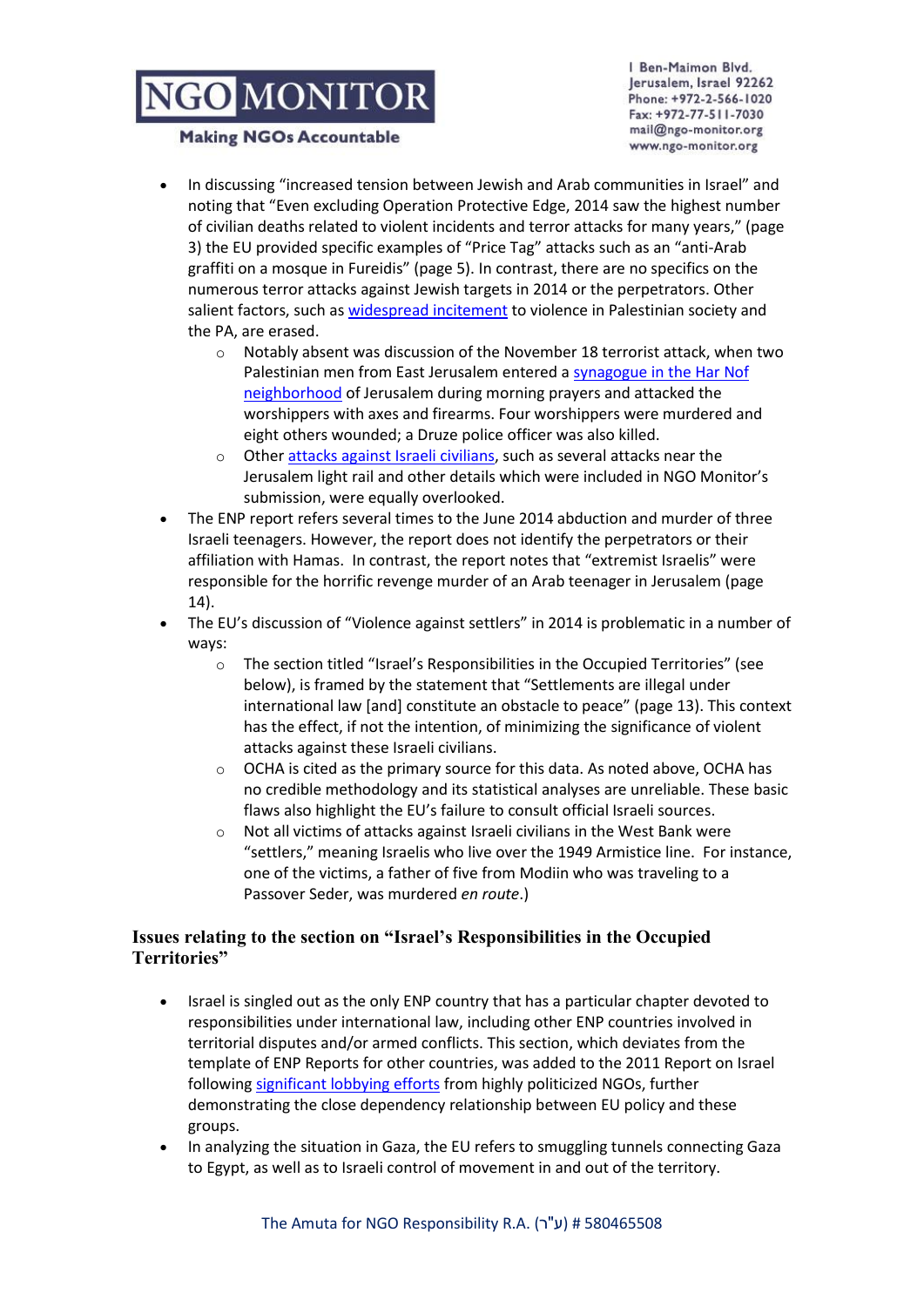- In discussing "increased tension between Jewish and Arab communities in Israel" and noting that "Even excluding Operation Protective Edge, 2014 saw the highest number of civilian deaths related to violent incidents and terror attacks for many years," (page 3) the EU provided specific examples of "Price Tag" attacks such as an "anti-Arab graffiti on a mosque in Fureidis" (page 5). In contrast, there are no specifics on the numerous terror attacks against Jewish targets in 2014 or the perpetrators. Other salient factors, such as widespread incitement to violence in Palestinian society and the PA, are erased.
    - Notably absent was discussion of the November 18 terrorist attack, when two Palestinian men from East Jerusalem entered a synagogue in the Har Nof neighborhood of Jerusalem during morning prayers and attacked the worshippers with axes and firearms. Four worshippers were murdered and eight others wounded; a Druze police officer was also killed.
    - Other attacks against Israeli civilians, such as several attacks near the Jerusalem light rail and other details which were included in NGO Monitor's submission, were equally overlooked.
- The ENP report refers several times to the June 2014 abduction and murder of three Israeli teenagers. However, the report does not identify the perpetrators or their affiliation with Hamas. In contrast, the report notes that "extremist Israelis" were responsible for the horrific revenge murder of an Arab teenager in Jerusalem (page 14).
- The EU's discussion of "Violence against settlers" in 2014 is problematic in a number of ways:
    - The section titled "Israel's Responsibilities in the Occupied Territories" (see below), is framed by the statement that "Settlements are illegal under international law [and] constitute an obstacle to peace" (page 13). This context has the effect, if not the intention, of minimizing the significance of violent attacks against these Israeli civilians.
    - OCHA is cited as the primary source for this data. As noted above, OCHA has no credible methodology and its statistical analyses are unreliable. These basic flaws also highlight the EU's failure to consult official Israeli sources.
    - Not all victims of attacks against Israeli civilians in the West Bank were "settlers," meaning Israelis who live over the 1949 Armistice line. For instance, one of the victims, a father of five from Modiin who was traveling to a Passover Seder, was murdered *en route*.)

## Issues relating to the section on "Israel's Responsibilities in the Occupied Territories"

- Israel is singled out as the only ENP country that has a particular chapter devoted to responsibilities under international law, including other ENP countries involved in territorial disputes and/or armed conflicts. This section, which deviates from the template of ENP Reports for other countries, was added to the 2011 Report on Israel following significant lobbying efforts from highly politicized NGOs, further demonstrating the close dependency relationship between EU policy and these groups.
- In analyzing the situation in Gaza, the EU refers to smuggling tunnels connecting Gaza to Egypt, as well as to Israeli control of movement in and out of the territory.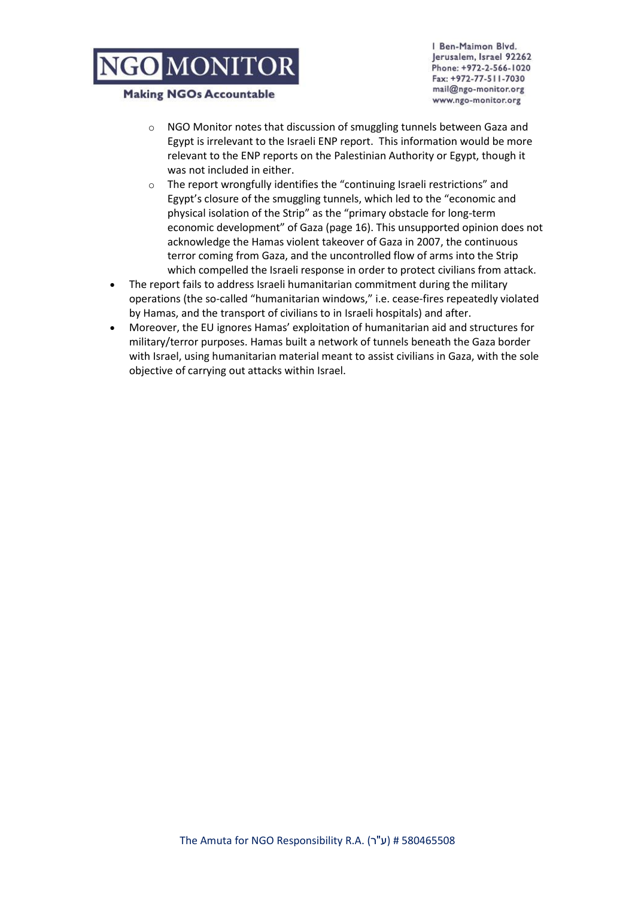- NGO Monitor notes that discussion of smuggling tunnels between Gaza and Egypt is irrelevant to the Israeli ENP report. This information would be more relevant to the ENP reports on the Palestinian Authority or Egypt, though it was not included in either.
  - The report wrongfully identifies the "continuing Israeli restrictions" and Egypt's closure of the smuggling tunnels, which led to the "economic and physical isolation of the Strip" as the "primary obstacle for long-term economic development" of Gaza (page 16). This unsupported opinion does not acknowledge the Hamas violent takeover of Gaza in 2007, the continuous terror coming from Gaza, and the uncontrolled flow of arms into the Strip which compelled the Israeli response in order to protect civilians from attack.
- The report fails to address Israeli humanitarian commitment during the military operations (the so-called "humanitarian windows," i.e. cease-fires repeatedly violated by Hamas, and the transport of civilians to in Israeli hospitals) and after.
- Moreover, the EU ignores Hamas' exploitation of humanitarian aid and structures for military/terror purposes. Hamas built a network of tunnels beneath the Gaza border with Israel, using humanitarian material meant to assist civilians in Gaza, with the sole objective of carrying out attacks within Israel.